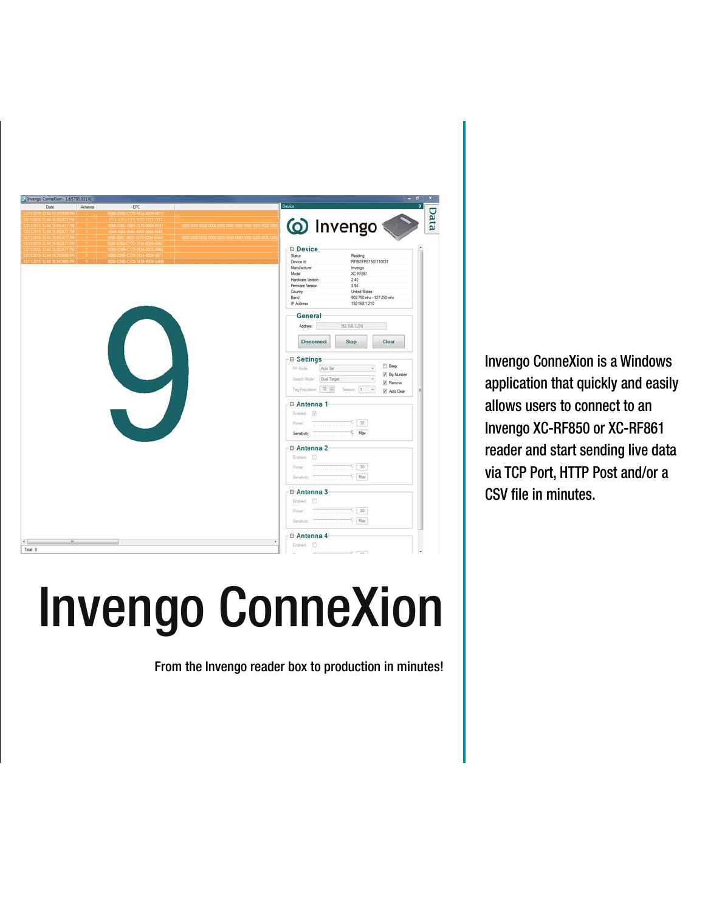# Invengo ConneXion

From the Invengo reader box to production in minutes!

Invengo ConneXion is a Windows application that quickly and easily allows users to connect to an Invengo XC-RF850 or XC-RF861 reader and start sending live data via TCP Port, HTTP Post and/or a CSV file in minutes.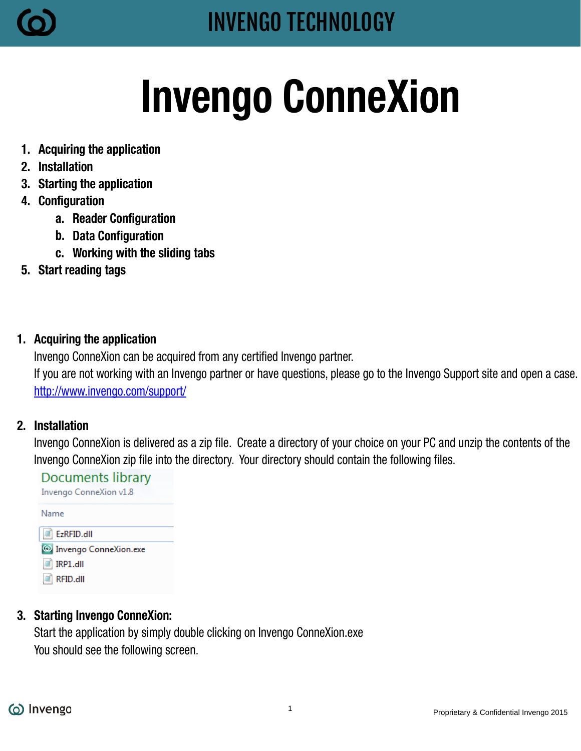# Invengo ConneXion

1. **Acquiring the application**
2. **Installation**
3. **Starting the application**
4. **Configuration**
   a. **Reader Configuration**
   b. **Data Configuration**
   c. **Working with the sliding tabs**
5. **Start reading tags**

## 1. Acquiring the application

Invengo ConneXion can be acquired from any certified Invengo partner.
If you are not working with an Invengo partner or have questions, please go to the Invengo Support site and open a case.
http://www.invengo.com/support/

## 2. Installation

Invengo ConneXion is delivered as a zip file. Create a directory of your choice on your PC and unzip the contents of the Invengo ConneXion zip file into the directory. Your directory should contain the following files.

Documents library
Invengo ConneXion v1.8

Name
EzRFID.dll
Invengo ConneXion.exe
IRP1.dll
RFID.dll

## 3. Starting Invengo ConneXion:

Start the application by simply double clicking on Invengo ConneXion.exe
You should see the following screen.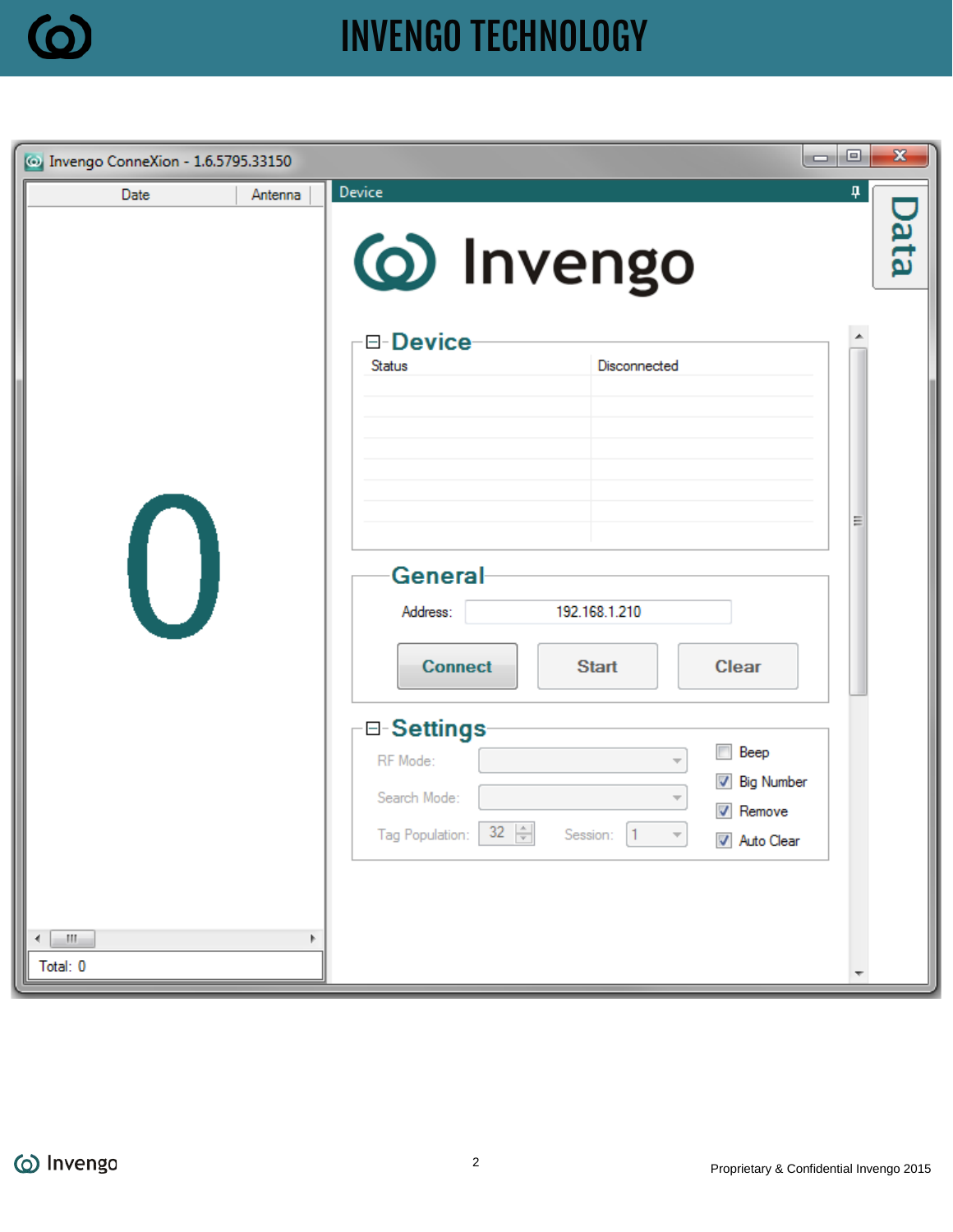Invengo ConneXion - 1.6.5795.33150

| Date | Antenna |
| --- | --- |

0

Total: 0

Device

Invengo

**Device**

| Status | Disconnected |
| --- | --- |

**General**

Address: 192.168.1.210

Connect | Start | Clear

**Settings**

RF Mode:

Search Mode:

Tag Population: 32

Session: 1

- [ ] Beep
- [x] Big Number
- [x] Remove
- [x] Auto Clear

Data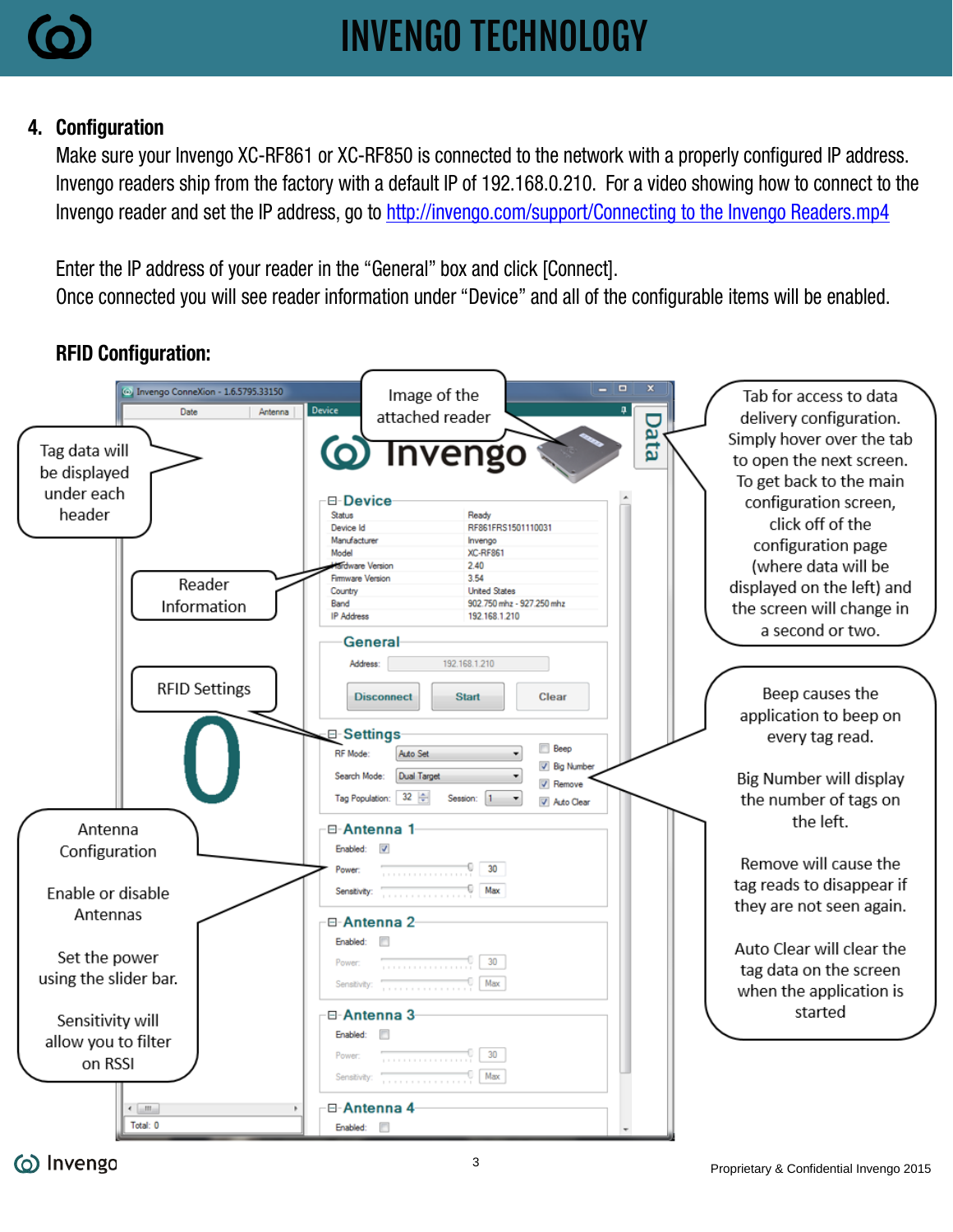## 4. Configuration

Make sure your Invengo XC-RF861 or XC-RF850 is connected to the network with a properly configured IP address. Invengo readers ship from the factory with a default IP of 192.168.0.210. For a video showing how to connect to the Invengo reader and set the IP address, go to [http://invengo.com/support/Connecting to the Invengo Readers.mp4](http://invengo.com/support/Connecting to the Invengo Readers.mp4)

Enter the IP address of your reader in the "General" box and click [Connect].
Once connected you will see reader information under "Device" and all of the configurable items will be enabled.

### RFID Configuration:

Image of the attached reader

Tag data will be displayed under each header

Reader Information

RFID Settings

Antenna Configuration

Enable or disable Antennas

Set the power using the slider bar.

Sensitivity will allow you to filter on RSSI

Tab for access to data delivery configuration. Simply hover over the tab to open the next screen. To get back to the main configuration screen, click off of the configuration page (where data will be displayed on the left) and the screen will change in a second or two.

Beep causes the application to beep on every tag read.

Big Number will display the number of tags on the left.

Remove will cause the tag reads to disappear if they are not seen again.

Auto Clear will clear the tag data on the screen when the application is started

Invengo ConneXion - 1.6.5795.33150

Date | Antenna

Device

Data

Device

| | |
|---|---|
| Status | Ready |
| Device Id | RF861FRS1501110031 |
| Manufacturer | Invengo |
| Model | XC-RF861 |
| Hardware Version | 2.40 |
| Firmware Version | 3.54 |
| Country | United States |
| Band | 902.750 mhz - 927.250 mhz |
| IP Address | 192.168.1.210 |

General

Address: 192.168.1.210

Disconnect | Start | Clear

Settings

RF Mode: Auto Set
Search Mode: Dual Target
Tag Population: 32
Session: 1
Beep
Big Number
Remove
Auto Clear

Antenna 1
Enabled:
Power: 30
Sensitivity: Max

Antenna 2
Enabled:
Power: 30
Sensitivity: Max

Antenna 3
Enabled:
Power: 30
Sensitivity: Max

Antenna 4
Enabled:

0

Total: 0

Proprietary & Confidential Invengo 2015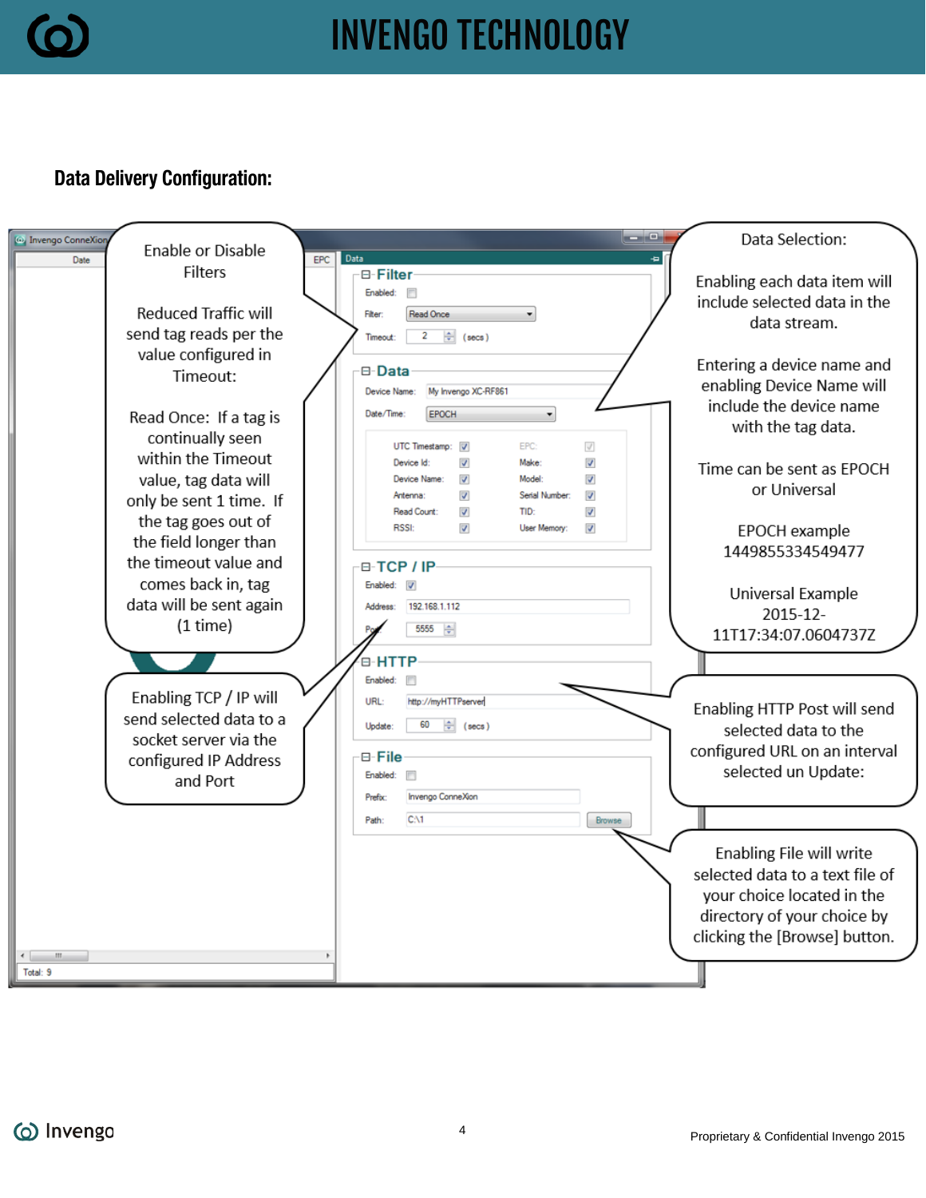## Data Delivery Configuration:

Enable or Disable Filters

Reduced Traffic will send tag reads per the value configured in Timeout:

Read Once: If a tag is continually seen within the Timeout value, tag data will only be sent 1 time. If the tag goes out of the field longer than the timeout value and comes back in, tag data will be sent again (1 time)

Enabling TCP / IP will send selected data to a socket server via the configured IP Address and Port

Data Selection:

Enabling each data item will include selected data in the data stream.

Entering a device name and enabling Device Name will include the device name with the tag data.

Time can be sent as EPOCH or Universal

EPOCH example 1449855334549477

Universal Example 2015-12-11T17:34:07.0604737Z

Enabling HTTP Post will send selected data to the configured URL on an interval selected un Update:

Enabling File will write selected data to a text file of your choice located in the directory of your choice by clicking the [Browse] button.

Invengo ConneXion

Date | EPC

Total: 9

Data

**Filter**
Enabled: ☐
Filter: Read Once
Timeout: 2 (secs)

**Data**
Device Name: My Invengo XC-RF861
Date/Time: EPOCH

UTC Timestamp: ☑
Device Id: ☑
Device Name: ☑
Antenna: ☑
Read Count: ☑
RSSI: ☑
EPC: ☑
Make: ☑
Model: ☑
Serial Number: ☑
TID: ☑
User Memory: ☑

**TCP / IP**
Enabled: ☑
Address: 192.168.1.112
Port: 5555

**HTTP**
Enabled: ☐
URL: http://myHTTPserver
Update: 60 (secs)

**File**
Enabled: ☐
Prefix: Invengo ConneXion
Path: C:\1
Browse

Proprietary & Confidential Invengo 2015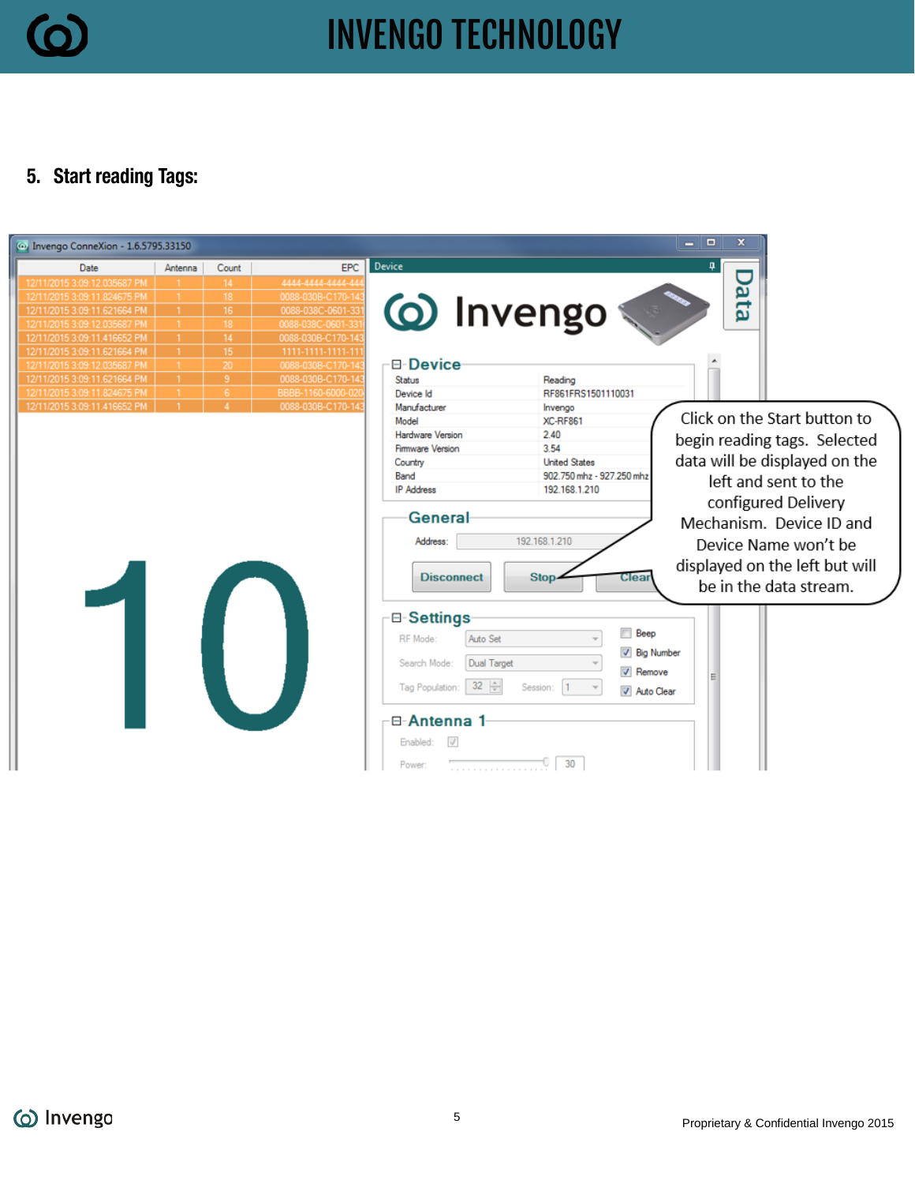## 5. Start reading Tags:

| Date | Antenna | Count | EPC |
|---|---|---|---|
| 12/11/2015 3:09:12.035687 PM | 1 | 14 | 4444-4444-4444-444 |
| 12/11/2015 3:09:11.824675 PM | 1 | 18 | 0088-030B-C170-143 |
| 12/11/2015 3:09:11.621664 PM | 1 | 16 | 0088-038C-0601-331 |
| 12/11/2015 3:09:12.035687 PM | 1 | 18 | 0088-038C-0601-331 |
| 12/11/2015 3:09:11.416652 PM | 1 | 14 | 0088-030B-C170-143 |
| 12/11/2015 3:09:11.621664 PM | 1 | 15 | 1111-1111-1111-111 |
| 12/11/2015 3:09:12.035687 PM | 1 | 20 | 0088-030B-C170-143 |
| 12/11/2015 3:09:11.621664 PM | 1 | 9 | 0088-030B-C170-143 |
| 12/11/2015 3:09:11.824675 PM | 1 | 6 | BBBB-1160-6000-020 |
| 12/11/2015 3:09:11.416652 PM | 1 | 4 | 0088-030B-C170-143 |

10

**Device**

| | |
|---|---|
| Status | Reading |
| Device Id | RF861FRS1501110031 |
| Manufacturer | Invengo |
| Model | XC-RF861 |
| Hardware Version | 2.40 |
| Firmware Version | 3.54 |
| Country | United States |
| Band | 902.750 mhz - 927.250 mhz |
| IP Address | 192.168.1.210 |

**General**

Address: 192.168.1.210

Disconnect | Stop | Clear

**Settings**

RF Mode: Auto Set
Search Mode: Dual Target
Tag Population: 32 Session: 1
Beep, Big Number, Remove, Auto Clear

**Antenna 1**

Enabled:
Power: 30

Click on the Start button to begin reading tags. Selected data will be displayed on the left and sent to the configured Delivery Mechanism. Device ID and Device Name won't be displayed on the left but will be in the data stream.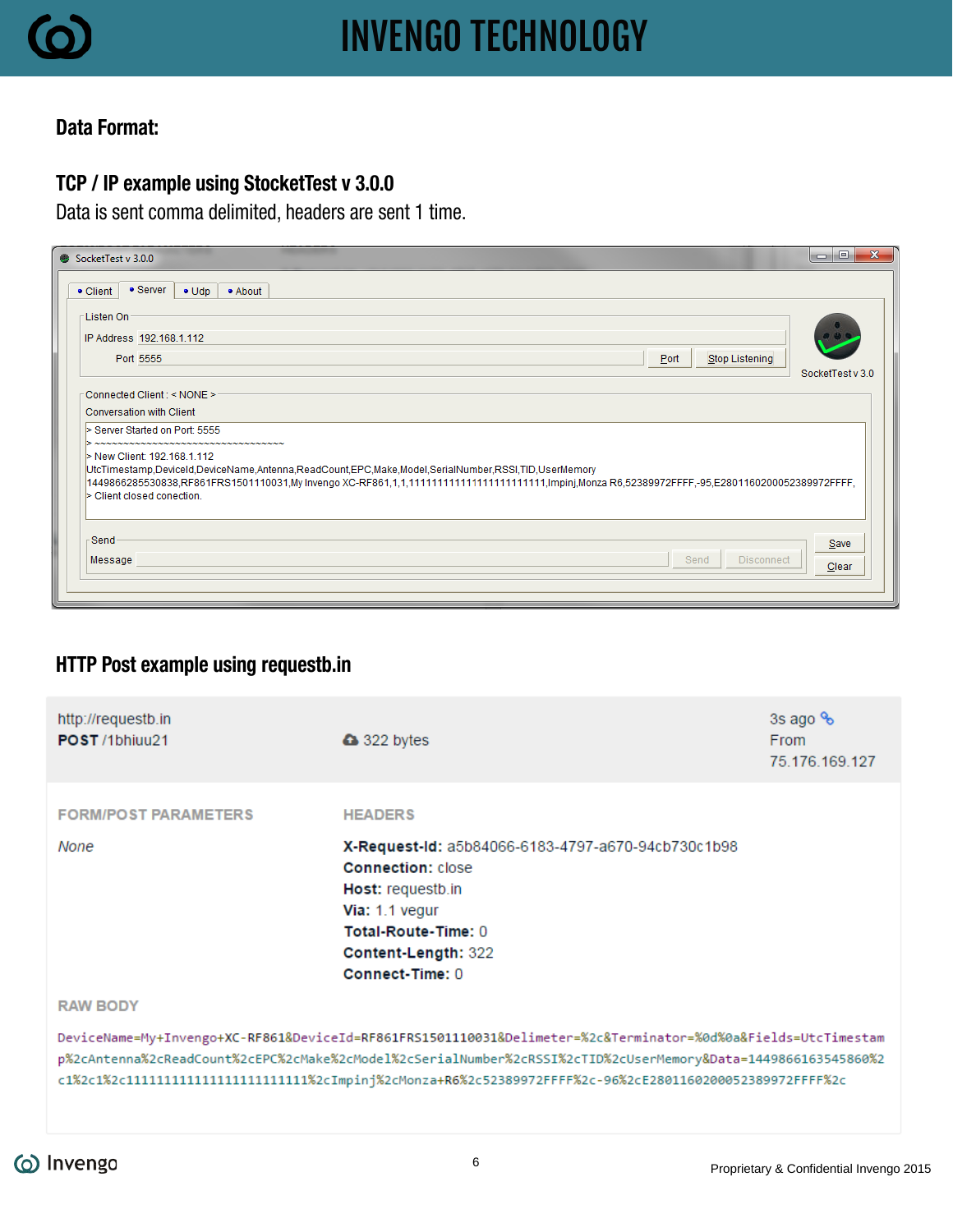## Data Format:

### TCP / IP example using StocketTest v 3.0.0

Data is sent comma delimited, headers are sent 1 time.

```
SocketTest v 3.0.0

Client | Server | Udp | About

Listen On
IP Address 192.168.1.112
Port 5555                                   Port    Stop Listening

SocketTest v 3.0

Connected Client : < NONE >
Conversation with Client
> Server Started on Port: 5555
> ~~~~~~~~~~~~~~~~~~~~~~~~~~~~~~~~~~~~
> New Client: 192.168.1.112
UtcTimestamp,DeviceId,DeviceName,Antenna,ReadCount,EPC,Make,Model,SerialNumber,RSSI,TID,UserMemory
1449866285530838,RF861FRS1501110031,My Invengo XC-RF861,1,1,111111111111111111111111,Impinj,Monza R6,52389972FFFF,-95,E2801160200052389972FFFF,
> Client closed conection.

Send
Message                                     Send    Disconnect    Save    Clear
```

### HTTP Post example using requestb.in

http://requestb.in
**POST** /1bhiuu21

322 bytes

3s ago
From
75.176.169.127

**FORM/POST PARAMETERS**

*None*

**HEADERS**

**X-Request-Id:** a5b84066-6183-4797-a670-94cb730c1b98
**Connection:** close
**Host:** requestb.in
**Via:** 1.1 vegur
**Total-Route-Time:** 0
**Content-Length:** 322
**Connect-Time:** 0

**RAW BODY**

```
DeviceName=My+Invengo+XC-RF861&DeviceId=RF861FRS1501110031&Delimeter=%2c&Terminator=%0d%0a&Fields=UtcTimestamp%2cAntenna%2cReadCount%2cEPC%2cMake%2cModel%2cSerialNumber%2cRSSI%2cTID%2cUserMemory&Data=1449866163545860%2c1%2c1%2c111111111111111111111111%2cImpinj%2cMonza+R6%2c52389972FFFF%2c-96%2cE2801160200052389972FFFF%2c
```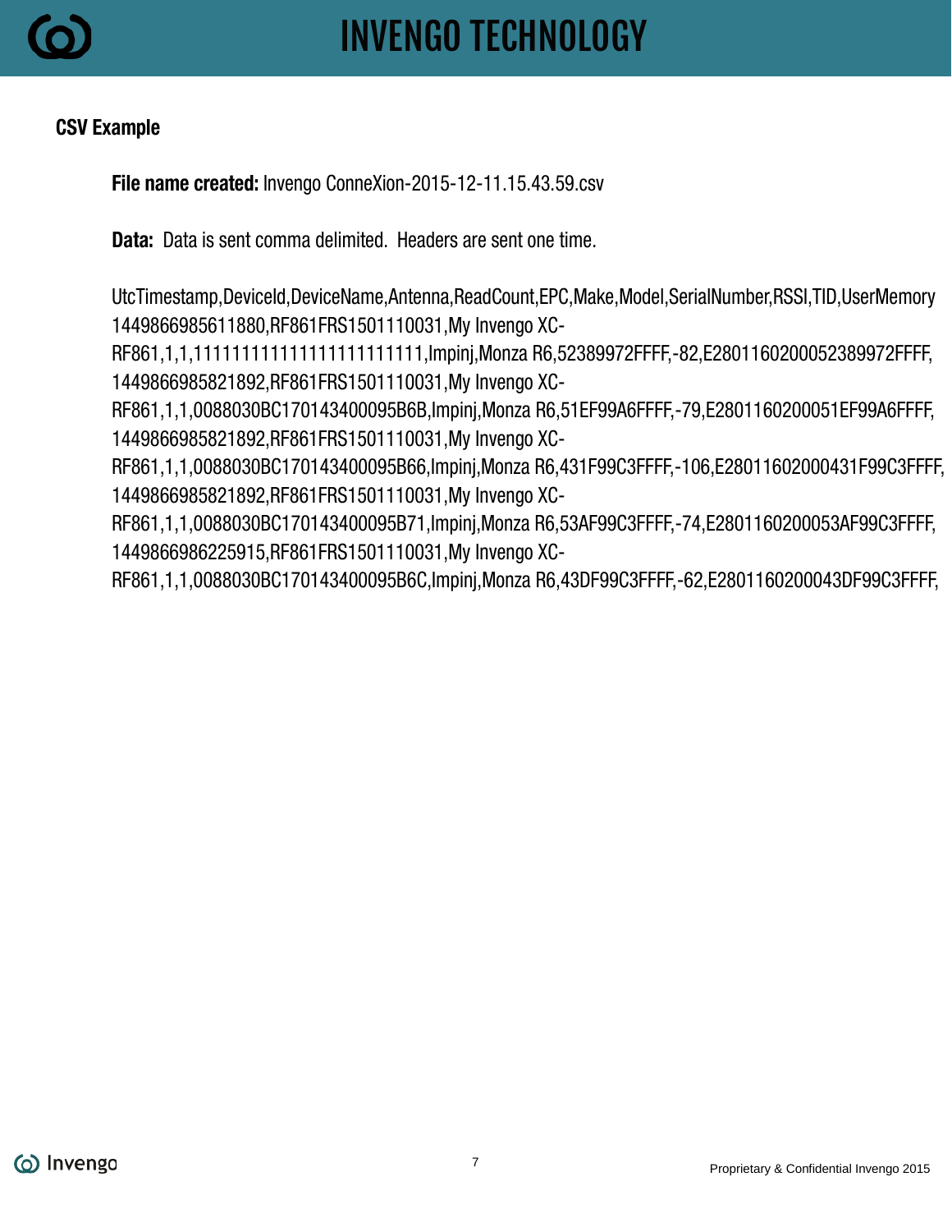**CSV Example**

**File name created:** Invengo ConneXion-2015-12-11.15.43.59.csv

**Data:** Data is sent comma delimited. Headers are sent one time.

```
UtcTimestamp,DeviceId,DeviceName,Antenna,ReadCount,EPC,Make,Model,SerialNumber,RSSI,TID,UserMemory
1449866985611880,RF861FRS1501110031,My Invengo XC-RF861,1,1,111111111111111111111111,Impinj,Monza R6,52389972FFFF,-82,E2801160200052389972FFFF,
1449866985821892,RF861FRS1501110031,My Invengo XC-RF861,1,1,0088030BC170143400095B6B,Impinj,Monza R6,51EF99A6FFFF,-79,E2801160200051EF99A6FFFF,
1449866985821892,RF861FRS1501110031,My Invengo XC-RF861,1,1,0088030BC170143400095B66,Impinj,Monza R6,431F99C3FFFF,-106,E28011602000431F99C3FFFF,
1449866985821892,RF861FRS1501110031,My Invengo XC-RF861,1,1,0088030BC170143400095B71,Impinj,Monza R6,53AF99C3FFFF,-74,E2801160200053AF99C3FFFF,
1449866986225915,RF861FRS1501110031,My Invengo XC-RF861,1,1,0088030BC170143400095B6C,Impinj,Monza R6,43DF99C3FFFF,-62,E2801160200043DF99C3FFFF,
```